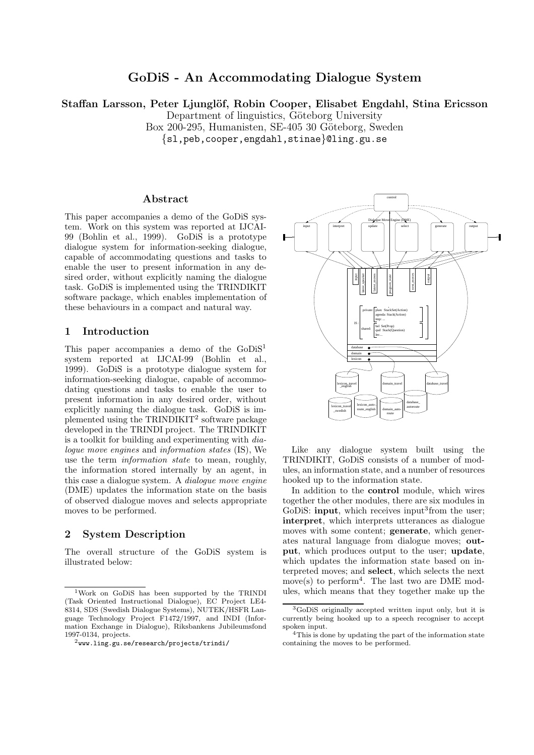# GoDiS - An Accommodating Dialogue System

**Staffan Larsson, Peter Ljunglöf, Robin Cooper, Elisabet Engdahl, Stina Ericsson**

Department of linguistics, Göteborg University
Box 200-295, Humanisten, SE-405 30 Göteborg, Sweden
{sl,peb,cooper,engdahl,stinae}@ling.gu.se

## Abstract

This paper accompanies a demo of the GoDiS system. Work on this system was reported at IJCAI-99 (Bohlin et al., 1999). GoDiS is a prototype dialogue system for information-seeking dialogue, capable of accommodating questions and tasks to enable the user to present information in any desired order, without explicitly naming the dialogue task. GoDiS is implemented using the TRINDIKIT software package, which enables implementation of these behaviours in a compact and natural way.

## 1 Introduction

This paper accompanies a demo of the GoDiS[1] system reported at IJCAI-99 (Bohlin et al., 1999). GoDiS is a prototype dialogue system for information-seeking dialogue, capable of accommodating questions and tasks to enable the user to present information in any desired order, without explicitly naming the dialogue task. GoDiS is implemented using the TRINDIKIT[2] software package developed in the TRINDI project. The TRINDIKIT is a toolkit for building and experimenting with *dialogue move engines* and *information states* (IS), We use the term *information state* to mean, roughly, the information stored internally by an agent, in this case a dialogue system. A *dialogue move engine* (DME) updates the information state on the basis of observed dialogue moves and selects appropriate moves to be performed.

## 2 System Description

The overall structure of the GoDiS system is illustrated below:

Like any dialogue system built using the TRINDIKIT, GoDiS consists of a number of modules, an information state, and a number of resources hooked up to the information state.

In addition to the **control** module, which wires together the other modules, there are six modules in GoDiS: **input**, which receives input[3] from the user; **interpret**, which interprets utterances as dialogue moves with some content; **generate**, which generates natural language from dialogue moves; **output**, which produces output to the user; **update**, which updates the information state based on interpreted moves; and **select**, which selects the next move(s) to perform[4]. The last two are DME modules, which means that they together make up the

---

[1] Work on GoDiS has been supported by the TRINDI (Task Oriented Instructional Dialogue), EC Project LE4-8314, SDS (Swedish Dialogue Systems), NUTEK/HSFR Language Technology Project F1472/1997, and INDI (Information Exchange in Dialogue), Riksbankens Jubileumsfond 1997-0134, projects.

[2] www.ling.gu.se/research/projects/trindi/

[3] GoDiS originally accepted written input only, but it is currently being hooked up to a speech recogniser to accept spoken input.

[4] This is done by updating the part of the information state containing the moves to be performed.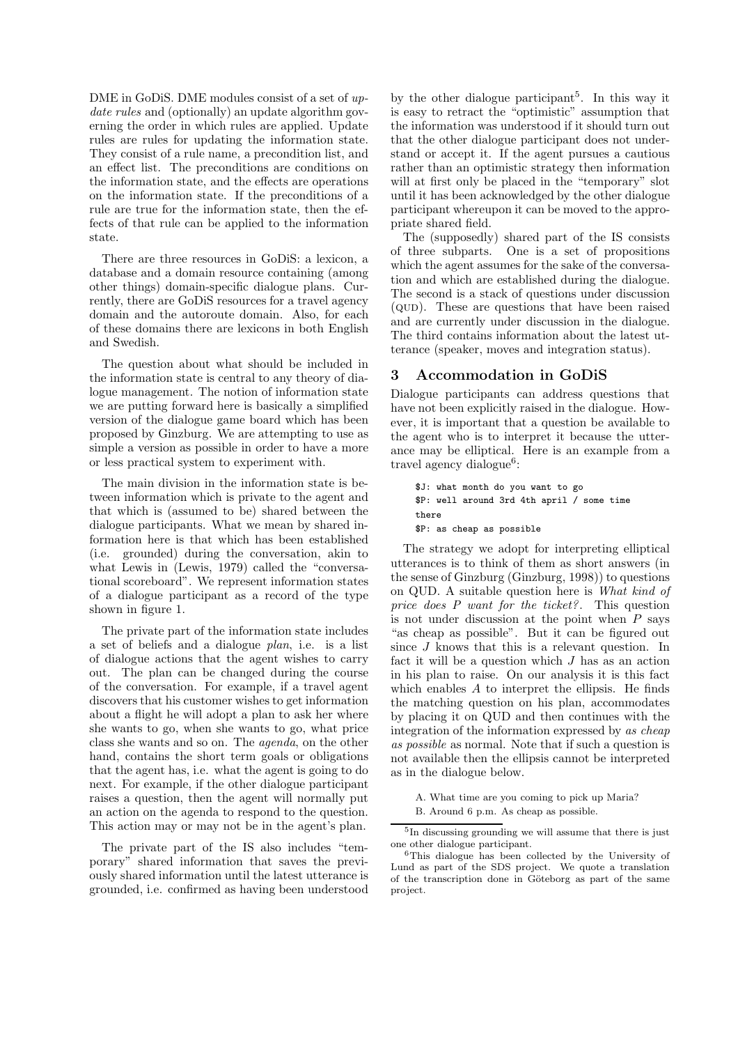DME in GoDiS. DME modules consist of a set of *update rules* and (optionally) an update algorithm governing the order in which rules are applied. Update rules are rules for updating the information state. They consist of a rule name, a precondition list, and an effect list. The preconditions are conditions on the information state, and the effects are operations on the information state. If the preconditions of a rule are true for the information state, then the effects of that rule can be applied to the information state.

There are three resources in GoDiS: a lexicon, a database and a domain resource containing (among other things) domain-specific dialogue plans. Currently, there are GoDiS resources for a travel agency domain and the autoroute domain. Also, for each of these domains there are lexicons in both English and Swedish.

The question about what should be included in the information state is central to any theory of dialogue management. The notion of information state we are putting forward here is basically a simplified version of the dialogue game board which has been proposed by Ginzburg. We are attempting to use as simple a version as possible in order to have a more or less practical system to experiment with.

The main division in the information state is between information which is private to the agent and that which is (assumed to be) shared between the dialogue participants. What we mean by shared information here is that which has been established (i.e. grounded) during the conversation, akin to what Lewis in (Lewis, 1979) called the "conversational scoreboard". We represent information states of a dialogue participant as a record of the type shown in figure 1.

The private part of the information state includes a set of beliefs and a dialogue *plan*, i.e. is a list of dialogue actions that the agent wishes to carry out. The plan can be changed during the course of the conversation. For example, if a travel agent discovers that his customer wishes to get information about a flight he will adopt a plan to ask her where she wants to go, when she wants to go, what price class she wants and so on. The *agenda*, on the other hand, contains the short term goals or obligations that the agent has, i.e. what the agent is going to do next. For example, if the other dialogue participant raises a question, then the agent will normally put an action on the agenda to respond to the question. This action may or may not be in the agent's plan.

The private part of the IS also includes "temporary" shared information that saves the previously shared information until the latest utterance is grounded, i.e. confirmed as having been understood by the other dialogue participant[5]. In this way it is easy to retract the "optimistic" assumption that the information was understood if it should turn out that the other dialogue participant does not understand or accept it. If the agent pursues a cautious rather than an optimistic strategy then information will at first only be placed in the "temporary" slot until it has been acknowledged by the other dialogue participant whereupon it can be moved to the appropriate shared field.

The (supposedly) shared part of the IS consists of three subparts. One is a set of propositions which the agent assumes for the sake of the conversation and which are established during the dialogue. The second is a stack of questions under discussion (QUD). These are questions that have been raised and are currently under discussion in the dialogue. The third contains information about the latest utterance (speaker, moves and integration status).

## 3 Accommodation in GoDiS

Dialogue participants can address questions that have not been explicitly raised in the dialogue. However, it is important that a question be available to the agent who is to interpret it because the utterance may be elliptical. Here is an example from a travel agency dialogue[6]:

```
$J: what month do you want to go
$P: well around 3rd 4th april / some time
there
$P: as cheap as possible
```

The strategy we adopt for interpreting elliptical utterances is to think of them as short answers (in the sense of Ginzburg (Ginzburg, 1998)) to questions on QUD. A suitable question here is *What kind of price does P want for the ticket?*. This question is not under discussion at the point when $P$ says "as cheap as possible". But it can be figured out since $J$ knows that this is a relevant question. In fact it will be a question which $J$ has as an action in his plan to raise. On our analysis it is this fact which enables $A$ to interpret the ellipsis. He finds the matching question on his plan, accommodates by placing it on QUD and then continues with the integration of the information expressed by *as cheap as possible* as normal. Note that if such a question is not available then the ellipsis cannot be interpreted as in the dialogue below.

A. What time are you coming to pick up Maria?
B. Around 6 p.m. As cheap as possible.

[5] In discussing grounding we will assume that there is just one other dialogue participant.

[6] This dialogue has been collected by the University of Lund as part of the SDS project. We quote a translation of the transcription done in Göteborg as part of the same project.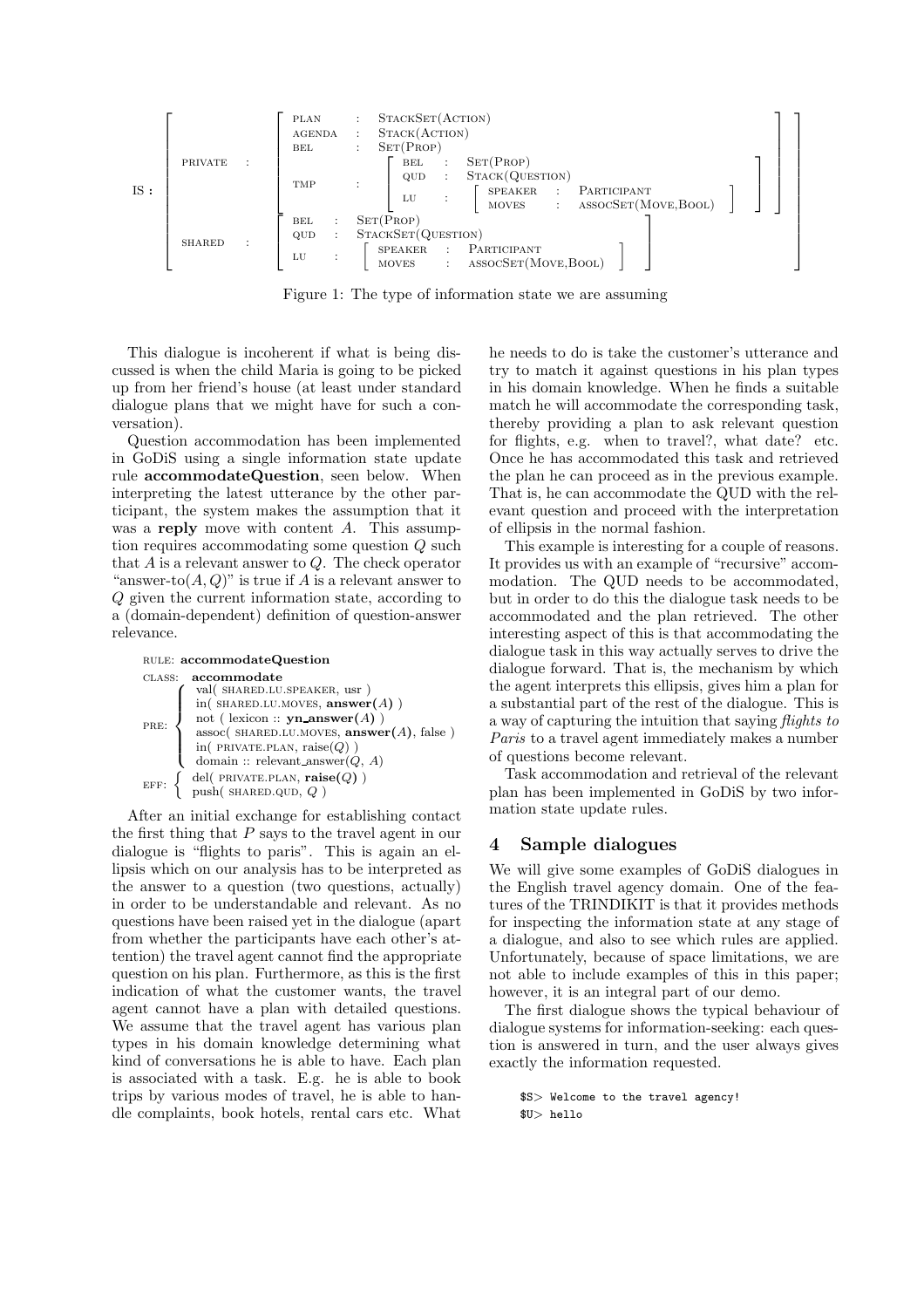$$
\textbf{IS}: \left[\begin{array}{lll}
\textsc{private} & : & \left[\begin{array}{lll}
\textsc{plan} & : & \textsc{StackSet(Action)} \\
\textsc{agenda} & : & \textsc{Stack(Action)} \\
\textsc{bel} & : & \textsc{Set(Prop)} \\
\textsc{tmp} & : & \left[\begin{array}{lll}
\textsc{bel} & : & \textsc{Set(Prop)} \\
\textsc{qud} & : & \textsc{Stack(Question)} \\
\textsc{lu} & : & \left[\begin{array}{lll}
\textsc{speaker} & : & \textsc{Participant} \\
\textsc{moves} & : & \textsc{assocSet(Move,Bool)}
\end{array}\right]
\end{array}\right]
\end{array}\right] \\
\textsc{shared} & : & \left[\begin{array}{lll}
\textsc{bel} & : & \textsc{Set(Prop)} \\
\textsc{qud} & : & \textsc{StackSet(Question)} \\
\textsc{lu} & : & \left[\begin{array}{lll}
\textsc{speaker} & : & \textsc{Participant} \\
\textsc{moves} & : & \textsc{assocSet(Move,Bool)}
\end{array}\right]
\end{array}\right]
\end{array}\right]
$$

Figure 1: The type of information state we are assuming

This dialogue is incoherent if what is being discussed is when the child Maria is going to be picked up from her friend's house (at least under standard dialogue plans that we might have for such a conversation).

Question accommodation has been implemented in GoDiS using a single information state update rule **accommodateQuestion**, seen below. When interpreting the latest utterance by the other participant, the system makes the assumption that it was a **reply** move with content $A$. This assumption requires accommodating some question $Q$ such that $A$ is a relevant answer to $Q$. The check operator "answer-to$(A, Q)$" is true if $A$ is a relevant answer to $Q$ given the current information state, according to a (domain-dependent) definition of question-answer relevance.

RULE: **accommodateQuestion**

CLASS: **accommodate**

PRE:
- val( SHARED.LU.SPEAKER, usr )
- in( SHARED.LU.MOVES, **answer**($A$) )
- not ( lexicon :: **yn_answer**($A$) )
- assoc( SHARED.LU.MOVES, **answer**($A$), false )
- in( PRIVATE.PLAN, raise($Q$) )
- domain :: relevant_answer($Q$, $A$)

EFF:
- del( PRIVATE.PLAN, **raise($Q$)** )
- push( SHARED.QUD, $Q$ )

After an initial exchange for establishing contact the first thing that $P$ says to the travel agent in our dialogue is "flights to paris". This is again an ellipsis which on our analysis has to be interpreted as the answer to a question (two questions, actually) in order to be understandable and relevant. As no questions have been raised yet in the dialogue (apart from whether the participants have each other's attention) the travel agent cannot find the appropriate question on his plan. Furthermore, as this is the first indication of what the customer wants, the travel agent cannot have a plan with detailed questions. We assume that the travel agent has various plan types in his domain knowledge determining what kind of conversations he is able to have. Each plan is associated with a task. E.g. he is able to book trips by various modes of travel, he is able to handle complaints, book hotels, rental cars etc. What he needs to do is take the customer's utterance and try to match it against questions in his plan types in his domain knowledge. When he finds a suitable match he will accommodate the corresponding task, thereby providing a plan to ask relevant question for flights, e.g. when to travel?, what date? etc. Once he has accommodated this task and retrieved the plan he can proceed as in the previous example. That is, he can accommodate the QUD with the relevant question and proceed with the interpretation of ellipsis in the normal fashion.

This example is interesting for a couple of reasons. It provides us with an example of "recursive" accommodation. The QUD needs to be accommodated, but in order to do this the dialogue task needs to be accommodated and the plan retrieved. The other interesting aspect of this is that accommodating the dialogue task in this way actually serves to drive the dialogue forward. That is, the mechanism by which the agent interprets this ellipsis, gives him a plan for a substantial part of the rest of the dialogue. This is a way of capturing the intuition that saying *flights to Paris* to a travel agent immediately makes a number of questions become relevant.

Task accommodation and retrieval of the relevant plan has been implemented in GoDiS by two information state update rules.

## 4 Sample dialogues

We will give some examples of GoDiS dialogues in the English travel agency domain. One of the features of the TRINDIKIT is that it provides methods for inspecting the information state at any stage of a dialogue, and also to see which rules are applied. Unfortunately, because of space limitations, we are not able to include examples of this in this paper; however, it is an integral part of our demo.

The first dialogue shows the typical behaviour of dialogue systems for information-seeking: each question is answered in turn, and the user always gives exactly the information requested.

```
$S> Welcome to the travel agency!
$U> hello
```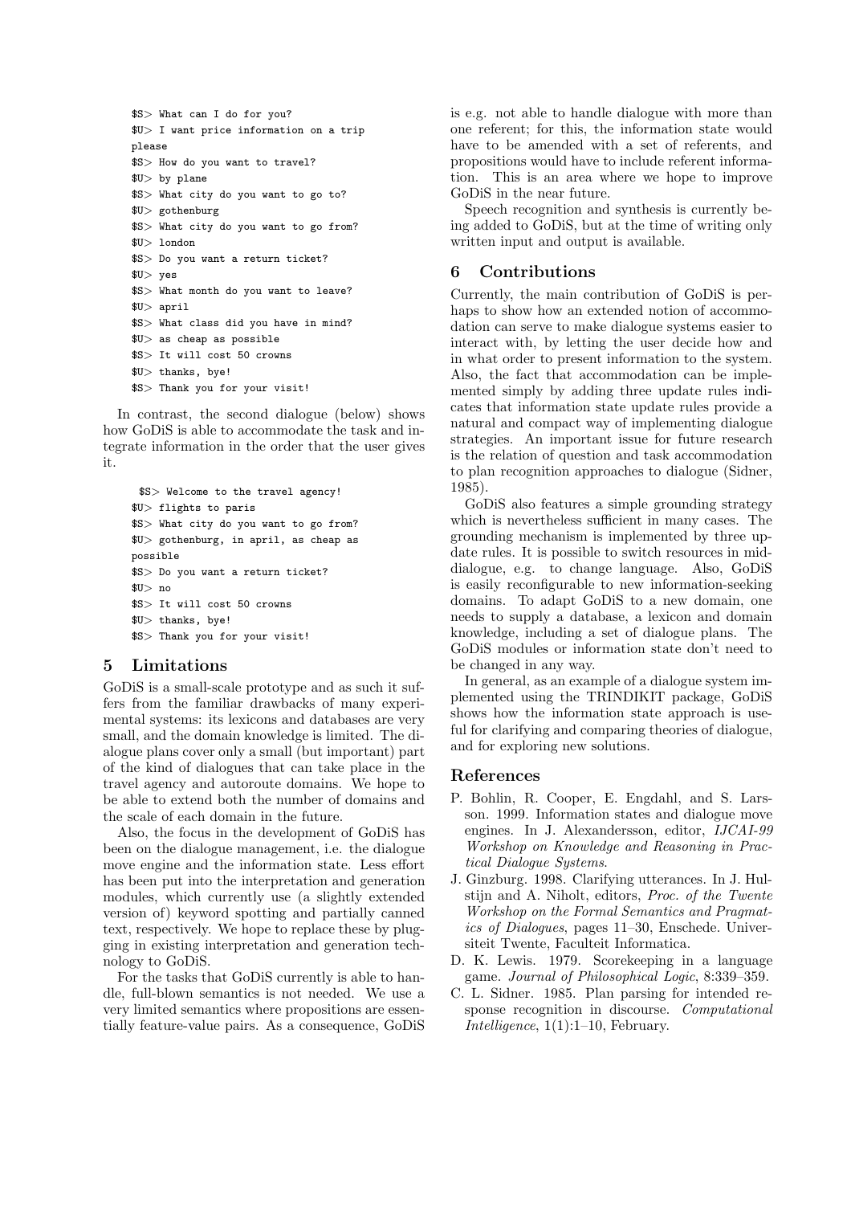```
$S> What can I do for you?
$U> I want price information on a trip
please
$S> How do you want to travel?
$U> by plane
$S> What city do you want to go to?
$U> gothenburg
$S> What city do you want to go from?
$U> london
$S> Do you want a return ticket?
$U> yes
$S> What month do you want to leave?
$U> april
$S> What class did you have in mind?
$U> as cheap as possible
$S> It will cost 50 crowns
$U> thanks, bye!
$S> Thank you for your visit!
```

In contrast, the second dialogue (below) shows how GoDiS is able to accommodate the task and integrate information in the order that the user gives it.

```
$S> Welcome to the travel agency!
$U> flights to paris
$S> What city do you want to go from?
$U> gothenburg, in april, as cheap as
possible
$S> Do you want a return ticket?
$U> no
$S> It will cost 50 crowns
$U> thanks, bye!
$S> Thank you for your visit!
```

## 5 Limitations

GoDiS is a small-scale prototype and as such it suffers from the familiar drawbacks of many experimental systems: its lexicons and databases are very small, and the domain knowledge is limited. The dialogue plans cover only a small (but important) part of the kind of dialogues that can take place in the travel agency and autoroute domains. We hope to be able to extend both the number of domains and the scale of each domain in the future.

Also, the focus in the development of GoDiS has been on the dialogue management, i.e. the dialogue move engine and the information state. Less effort has been put into the interpretation and generation modules, which currently use (a slightly extended version of) keyword spotting and partially canned text, respectively. We hope to replace these by plugging in existing interpretation and generation technology to GoDiS.

For the tasks that GoDiS currently is able to handle, full-blown semantics is not needed. We use a very limited semantics where propositions are essentially feature-value pairs. As a consequence, GoDiS is e.g. not able to handle dialogue with more than one referent; for this, the information state would have to be amended with a set of referents, and propositions would have to include referent information. This is an area where we hope to improve GoDiS in the near future.

Speech recognition and synthesis is currently being added to GoDiS, but at the time of writing only written input and output is available.

## 6 Contributions

Currently, the main contribution of GoDiS is perhaps to show how an extended notion of accommodation can serve to make dialogue systems easier to interact with, by letting the user decide how and in what order to present information to the system. Also, the fact that accommodation can be implemented simply by adding three update rules indicates that information state update rules provide a natural and compact way of implementing dialogue strategies. An important issue for future research is the relation of question and task accommodation to plan recognition approaches to dialogue (Sidner, 1985).

GoDiS also features a simple grounding strategy which is nevertheless sufficient in many cases. The grounding mechanism is implemented by three update rules. It is possible to switch resources in mid-dialogue, e.g. to change language. Also, GoDiS is easily reconfigurable to new information-seeking domains. To adapt GoDiS to a new domain, one needs to supply a database, a lexicon and domain knowledge, including a set of dialogue plans. The GoDiS modules or information state don't need to be changed in any way.

In general, as an example of a dialogue system implemented using the TRINDIKIT package, GoDiS shows how the information state approach is useful for clarifying and comparing theories of dialogue, and for exploring new solutions.

## References

P. Bohlin, R. Cooper, E. Engdahl, and S. Larsson. 1999. Information states and dialogue move engines. In J. Alexandersson, editor, *IJCAI-99 Workshop on Knowledge and Reasoning in Practical Dialogue Systems*.

J. Ginzburg. 1998. Clarifying utterances. In J. Hulstijn and A. Niholt, editors, *Proc. of the Twente Workshop on the Formal Semantics and Pragmatics of Dialogues*, pages 11–30, Enschede. Universiteit Twente, Faculteit Informatica.

D. K. Lewis. 1979. Scorekeeping in a language game. *Journal of Philosophical Logic*, 8:339–359.

C. L. Sidner. 1985. Plan parsing for intended response recognition in discourse. *Computational Intelligence*, 1(1):1–10, February.